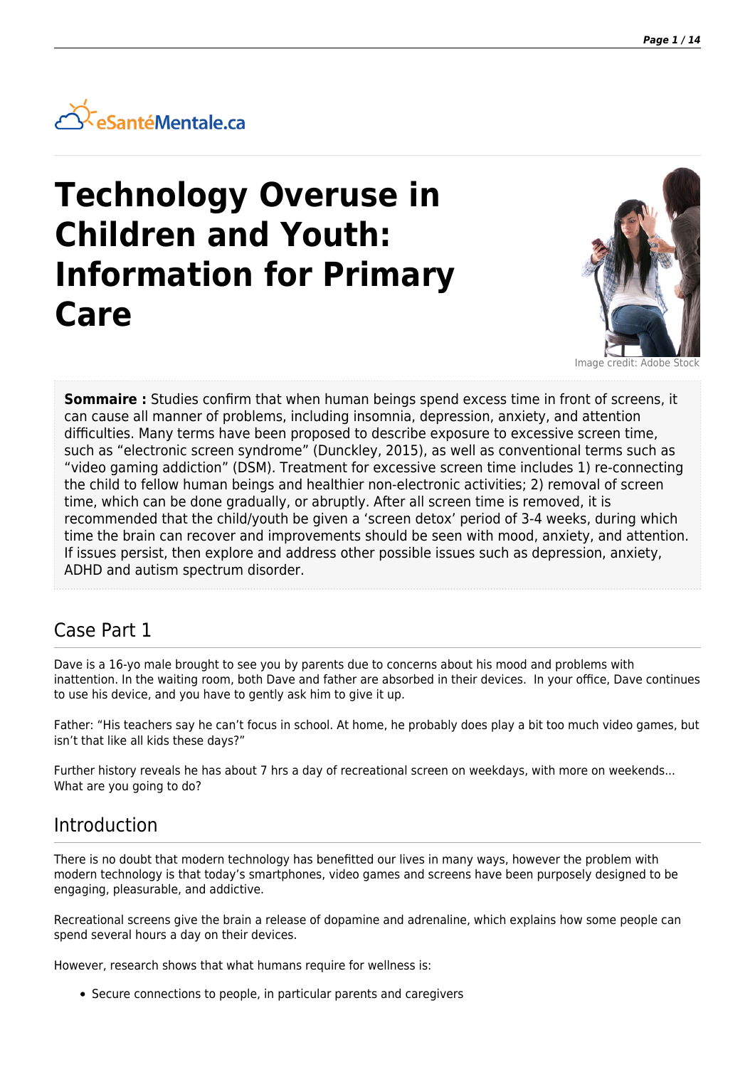eSantéMentale.ca

# Technology Overuse in Children and Youth: Information for Primary Care

Image credit: Adobe Stock

**Sommaire :** Studies confirm that when human beings spend excess time in front of screens, it can cause all manner of problems, including insomnia, depression, anxiety, and attention difficulties. Many terms have been proposed to describe exposure to excessive screen time, such as "electronic screen syndrome" (Dunckley, 2015), as well as conventional terms such as "video gaming addiction" (DSM). Treatment for excessive screen time includes 1) re-connecting the child to fellow human beings and healthier non-electronic activities; 2) removal of screen time, which can be done gradually, or abruptly. After all screen time is removed, it is recommended that the child/youth be given a 'screen detox' period of 3-4 weeks, during which time the brain can recover and improvements should be seen with mood, anxiety, and attention. If issues persist, then explore and address other possible issues such as depression, anxiety, ADHD and autism spectrum disorder.

## Case Part 1

Dave is a 16-yo male brought to see you by parents due to concerns about his mood and problems with inattention. In the waiting room, both Dave and father are absorbed in their devices. In your office, Dave continues to use his device, and you have to gently ask him to give it up.

Father: "His teachers say he can't focus in school. At home, he probably does play a bit too much video games, but isn't that like all kids these days?"

Further history reveals he has about 7 hrs a day of recreational screen on weekdays, with more on weekends... What are you going to do?

## Introduction

There is no doubt that modern technology has benefitted our lives in many ways, however the problem with modern technology is that today's smartphones, video games and screens have been purposely designed to be engaging, pleasurable, and addictive.

Recreational screens give the brain a release of dopamine and adrenaline, which explains how some people can spend several hours a day on their devices.

However, research shows that what humans require for wellness is:

- Secure connections to people, in particular parents and caregivers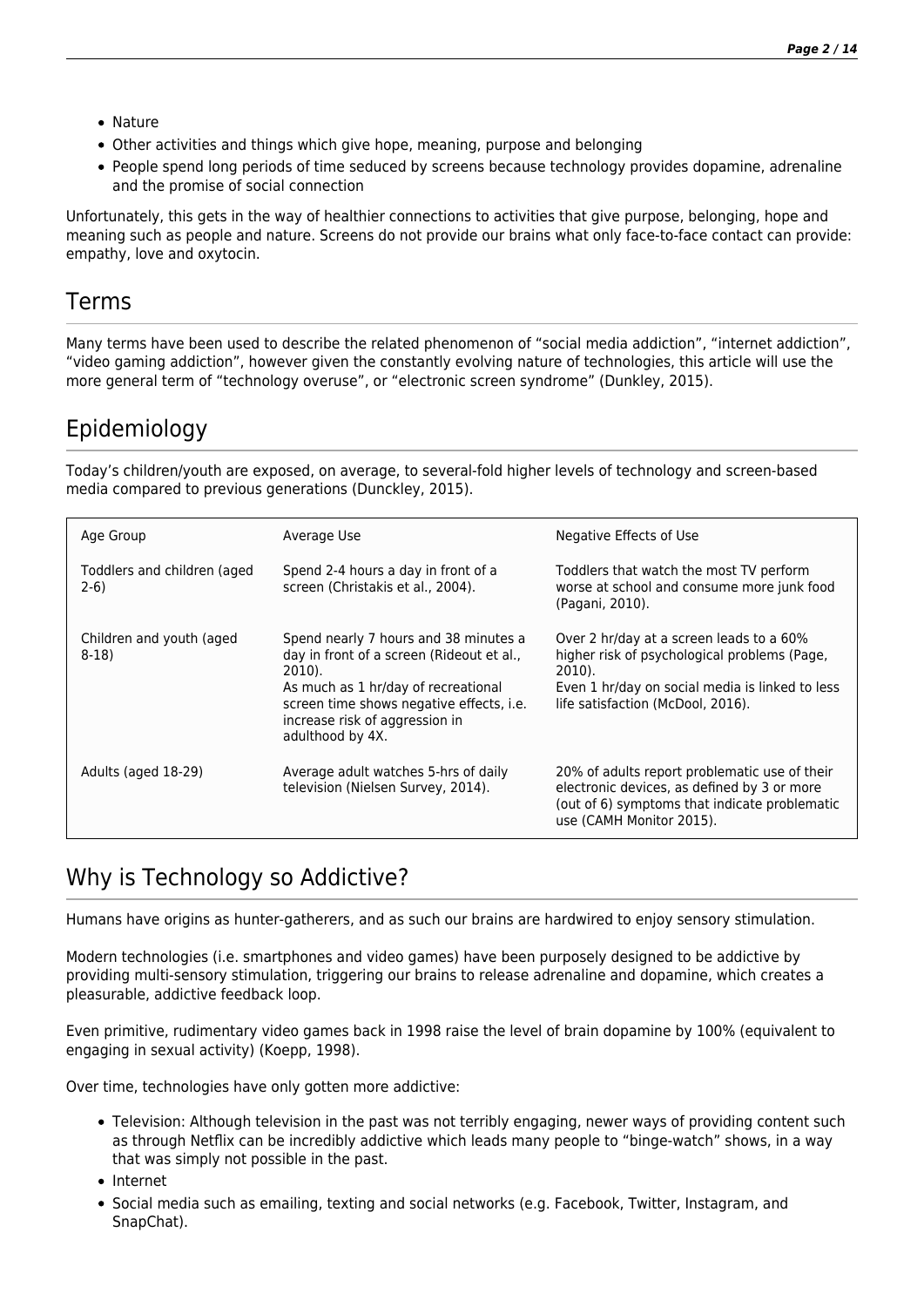- Nature
- Other activities and things which give hope, meaning, purpose and belonging
- People spend long periods of time seduced by screens because technology provides dopamine, adrenaline and the promise of social connection

Unfortunately, this gets in the way of healthier connections to activities that give purpose, belonging, hope and meaning such as people and nature. Screens do not provide our brains what only face-to-face contact can provide: empathy, love and oxytocin.

## Terms

Many terms have been used to describe the related phenomenon of "social media addiction", "internet addiction", "video gaming addiction", however given the constantly evolving nature of technologies, this article will use the more general term of "technology overuse", or "electronic screen syndrome" (Dunkley, 2015).

## Epidemiology

Today's children/youth are exposed, on average, to several-fold higher levels of technology and screen-based media compared to previous generations (Dunckley, 2015).

| Age Group | Average Use | Negative Effects of Use |
|---|---|---|
| Toddlers and children (aged 2-6) | Spend 2-4 hours a day in front of a screen (Christakis et al., 2004). | Toddlers that watch the most TV perform worse at school and consume more junk food (Pagani, 2010). |
| Children and youth (aged 8-18) | Spend nearly 7 hours and 38 minutes a day in front of a screen (Rideout et al., 2010). As much as 1 hr/day of recreational screen time shows negative effects, i.e. increase risk of aggression in adulthood by 4X. | Over 2 hr/day at a screen leads to a 60% higher risk of psychological problems (Page, 2010). Even 1 hr/day on social media is linked to less life satisfaction (McDool, 2016). |
| Adults (aged 18-29) | Average adult watches 5-hrs of daily television (Nielsen Survey, 2014). | 20% of adults report problematic use of their electronic devices, as defined by 3 or more (out of 6) symptoms that indicate problematic use (CAMH Monitor 2015). |

## Why is Technology so Addictive?

Humans have origins as hunter-gatherers, and as such our brains are hardwired to enjoy sensory stimulation.

Modern technologies (i.e. smartphones and video games) have been purposely designed to be addictive by providing multi-sensory stimulation, triggering our brains to release adrenaline and dopamine, which creates a pleasurable, addictive feedback loop.

Even primitive, rudimentary video games back in 1998 raise the level of brain dopamine by 100% (equivalent to engaging in sexual activity) (Koepp, 1998).

Over time, technologies have only gotten more addictive:

- Television: Although television in the past was not terribly engaging, newer ways of providing content such as through Netflix can be incredibly addictive which leads many people to "binge-watch" shows, in a way that was simply not possible in the past.
- Internet
- Social media such as emailing, texting and social networks (e.g. Facebook, Twitter, Instagram, and SnapChat).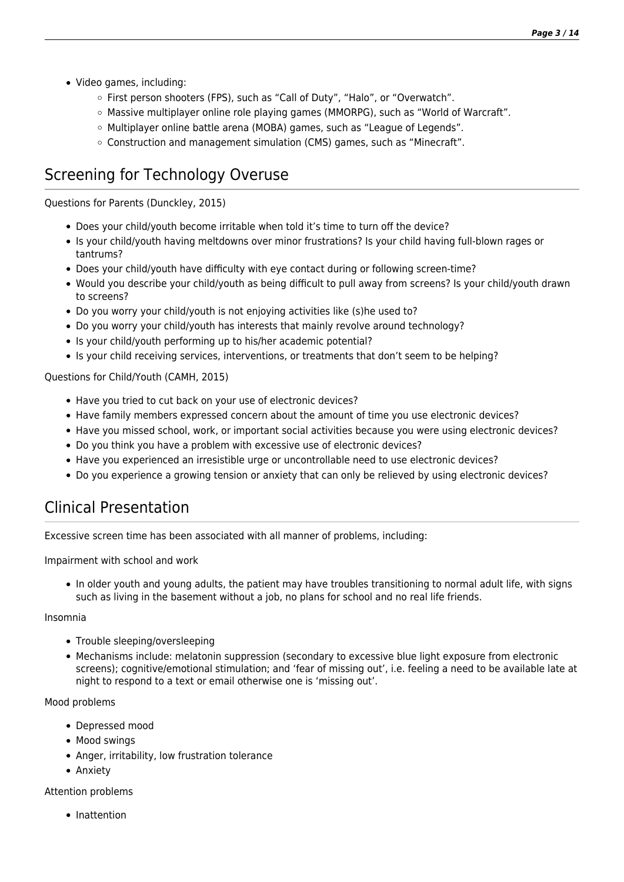- Video games, including:
  - First person shooters (FPS), such as "Call of Duty", "Halo", or "Overwatch".
  - Massive multiplayer online role playing games (MMORPG), such as "World of Warcraft".
  - Multiplayer online battle arena (MOBA) games, such as "League of Legends".
  - Construction and management simulation (CMS) games, such as "Minecraft".

## Screening for Technology Overuse

Questions for Parents (Dunckley, 2015)

- Does your child/youth become irritable when told it's time to turn off the device?
- Is your child/youth having meltdowns over minor frustrations? Is your child having full-blown rages or tantrums?
- Does your child/youth have difficulty with eye contact during or following screen-time?
- Would you describe your child/youth as being difficult to pull away from screens? Is your child/youth drawn to screens?
- Do you worry your child/youth is not enjoying activities like (s)he used to?
- Do you worry your child/youth has interests that mainly revolve around technology?
- Is your child/youth performing up to his/her academic potential?
- Is your child receiving services, interventions, or treatments that don't seem to be helping?

Questions for Child/Youth (CAMH, 2015)

- Have you tried to cut back on your use of electronic devices?
- Have family members expressed concern about the amount of time you use electronic devices?
- Have you missed school, work, or important social activities because you were using electronic devices?
- Do you think you have a problem with excessive use of electronic devices?
- Have you experienced an irresistible urge or uncontrollable need to use electronic devices?
- Do you experience a growing tension or anxiety that can only be relieved by using electronic devices?

## Clinical Presentation

Excessive screen time has been associated with all manner of problems, including:

Impairment with school and work

- In older youth and young adults, the patient may have troubles transitioning to normal adult life, with signs such as living in the basement without a job, no plans for school and no real life friends.

Insomnia

- Trouble sleeping/oversleeping
- Mechanisms include: melatonin suppression (secondary to excessive blue light exposure from electronic screens); cognitive/emotional stimulation; and 'fear of missing out', i.e. feeling a need to be available late at night to respond to a text or email otherwise one is 'missing out'.

Mood problems

- Depressed mood
- Mood swings
- Anger, irritability, low frustration tolerance
- Anxiety

Attention problems

- Inattention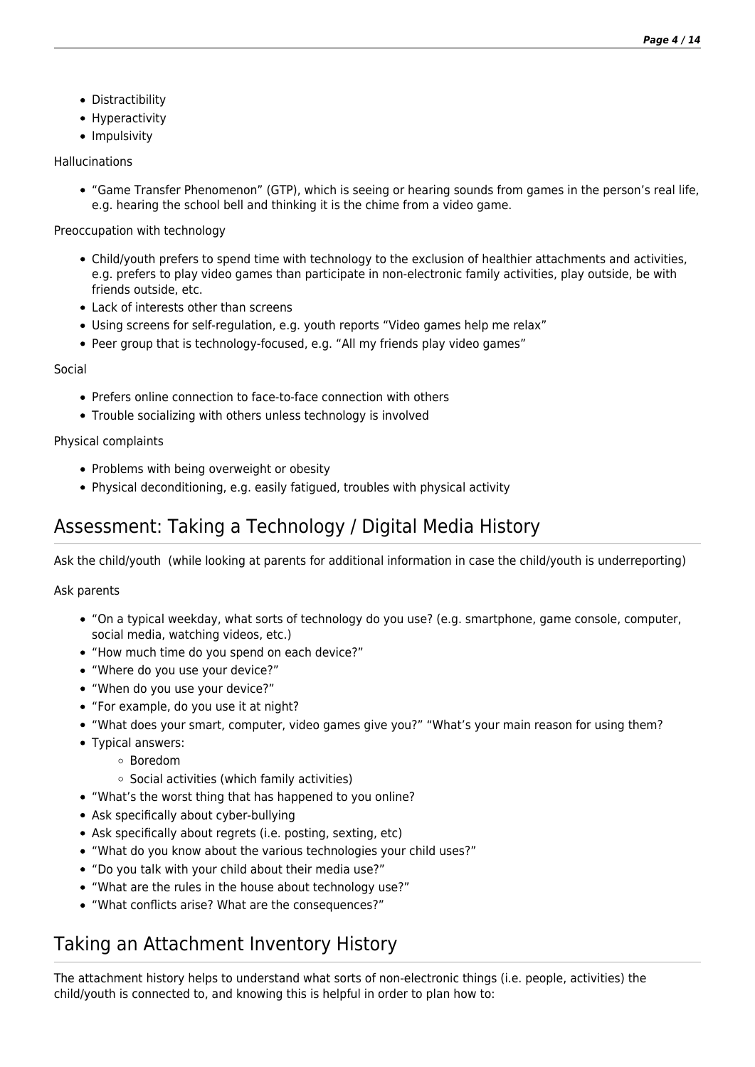- Distractibility
- Hyperactivity
- Impulsivity

Hallucinations

- “Game Transfer Phenomenon” (GTP), which is seeing or hearing sounds from games in the person’s real life, e.g. hearing the school bell and thinking it is the chime from a video game.

Preoccupation with technology

- Child/youth prefers to spend time with technology to the exclusion of healthier attachments and activities, e.g. prefers to play video games than participate in non-electronic family activities, play outside, be with friends outside, etc.
- Lack of interests other than screens
- Using screens for self-regulation, e.g. youth reports “Video games help me relax”
- Peer group that is technology-focused, e.g. “All my friends play video games”

Social

- Prefers online connection to face-to-face connection with others
- Trouble socializing with others unless technology is involved

Physical complaints

- Problems with being overweight or obesity
- Physical deconditioning, e.g. easily fatigued, troubles with physical activity

## Assessment: Taking a Technology / Digital Media History

Ask the child/youth  (while looking at parents for additional information in case the child/youth is underreporting)

Ask parents

- “On a typical weekday, what sorts of technology do you use? (e.g. smartphone, game console, computer, social media, watching videos, etc.)
- “How much time do you spend on each device?”
- “Where do you use your device?”
- “When do you use your device?”
- “For example, do you use it at night?
- “What does your smart, computer, video games give you?” “What’s your main reason for using them?
- Typical answers:
  - Boredom
  - Social activities (which family activities)
- “What’s the worst thing that has happened to you online?
- Ask specifically about cyber-bullying
- Ask specifically about regrets (i.e. posting, sexting, etc)
- “What do you know about the various technologies your child uses?”
- “Do you talk with your child about their media use?”
- “What are the rules in the house about technology use?”
- “What conflicts arise? What are the consequences?”

## Taking an Attachment Inventory History

The attachment history helps to understand what sorts of non-electronic things (i.e. people, activities) the child/youth is connected to, and knowing this is helpful in order to plan how to: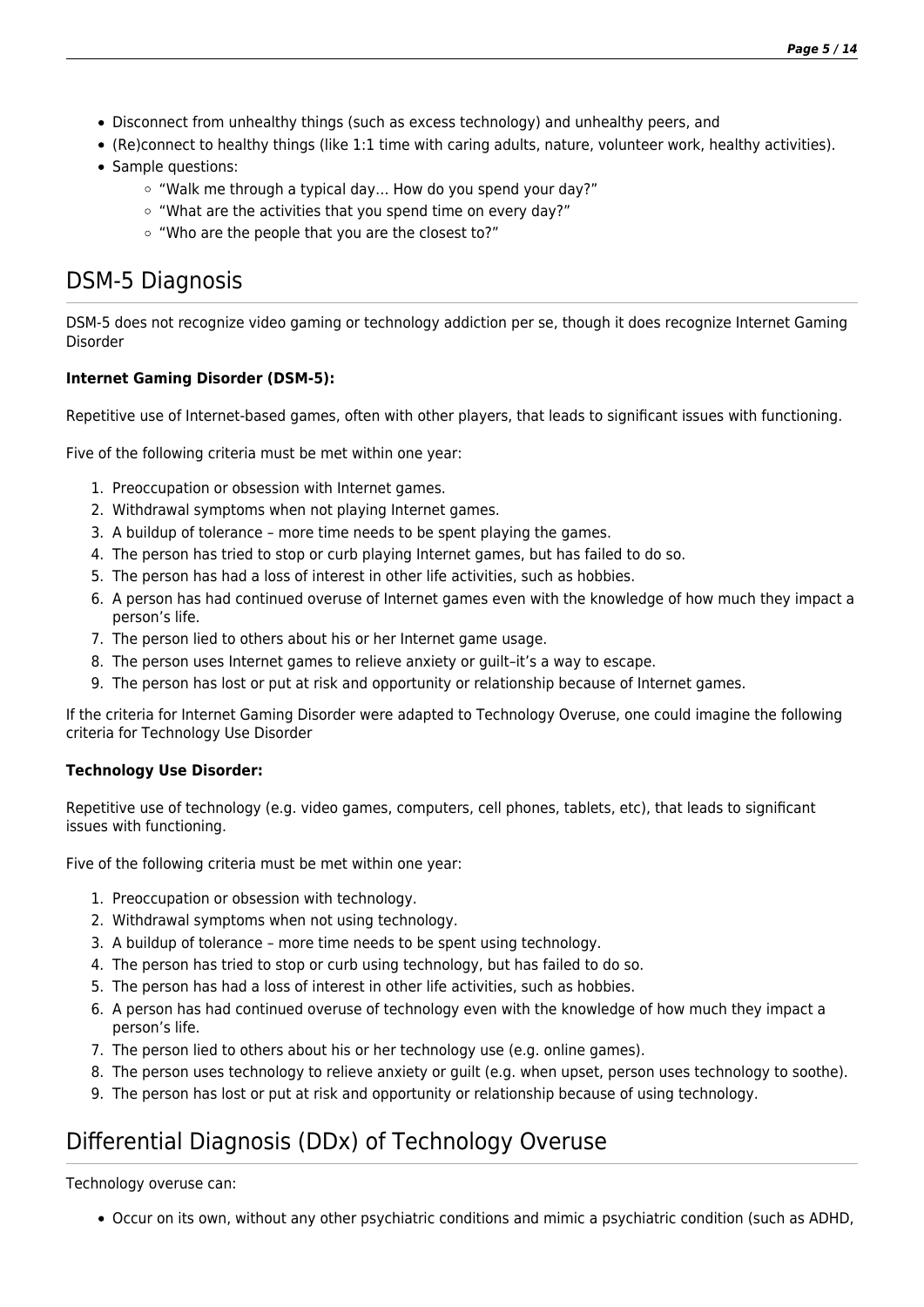- Disconnect from unhealthy things (such as excess technology) and unhealthy peers, and
- (Re)connect to healthy things (like 1:1 time with caring adults, nature, volunteer work, healthy activities).
- Sample questions:
  - "Walk me through a typical day… How do you spend your day?"
  - "What are the activities that you spend time on every day?"
  - "Who are the people that you are the closest to?"

## DSM-5 Diagnosis

DSM-5 does not recognize video gaming or technology addiction per se, though it does recognize Internet Gaming Disorder

**Internet Gaming Disorder (DSM-5):**

Repetitive use of Internet-based games, often with other players, that leads to significant issues with functioning.

Five of the following criteria must be met within one year:

1. Preoccupation or obsession with Internet games.
2. Withdrawal symptoms when not playing Internet games.
3. A buildup of tolerance – more time needs to be spent playing the games.
4. The person has tried to stop or curb playing Internet games, but has failed to do so.
5. The person has had a loss of interest in other life activities, such as hobbies.
6. A person has had continued overuse of Internet games even with the knowledge of how much they impact a person's life.
7. The person lied to others about his or her Internet game usage.
8. The person uses Internet games to relieve anxiety or guilt–it's a way to escape.
9. The person has lost or put at risk and opportunity or relationship because of Internet games.

If the criteria for Internet Gaming Disorder were adapted to Technology Overuse, one could imagine the following criteria for Technology Use Disorder

**Technology Use Disorder:**

Repetitive use of technology (e.g. video games, computers, cell phones, tablets, etc), that leads to significant issues with functioning.

Five of the following criteria must be met within one year:

1. Preoccupation or obsession with technology.
2. Withdrawal symptoms when not using technology.
3. A buildup of tolerance – more time needs to be spent using technology.
4. The person has tried to stop or curb using technology, but has failed to do so.
5. The person has had a loss of interest in other life activities, such as hobbies.
6. A person has had continued overuse of technology even with the knowledge of how much they impact a person's life.
7. The person lied to others about his or her technology use (e.g. online games).
8. The person uses technology to relieve anxiety or guilt (e.g. when upset, person uses technology to soothe).
9. The person has lost or put at risk and opportunity or relationship because of using technology.

## Differential Diagnosis (DDx) of Technology Overuse

Technology overuse can:

- Occur on its own, without any other psychiatric conditions and mimic a psychiatric condition (such as ADHD,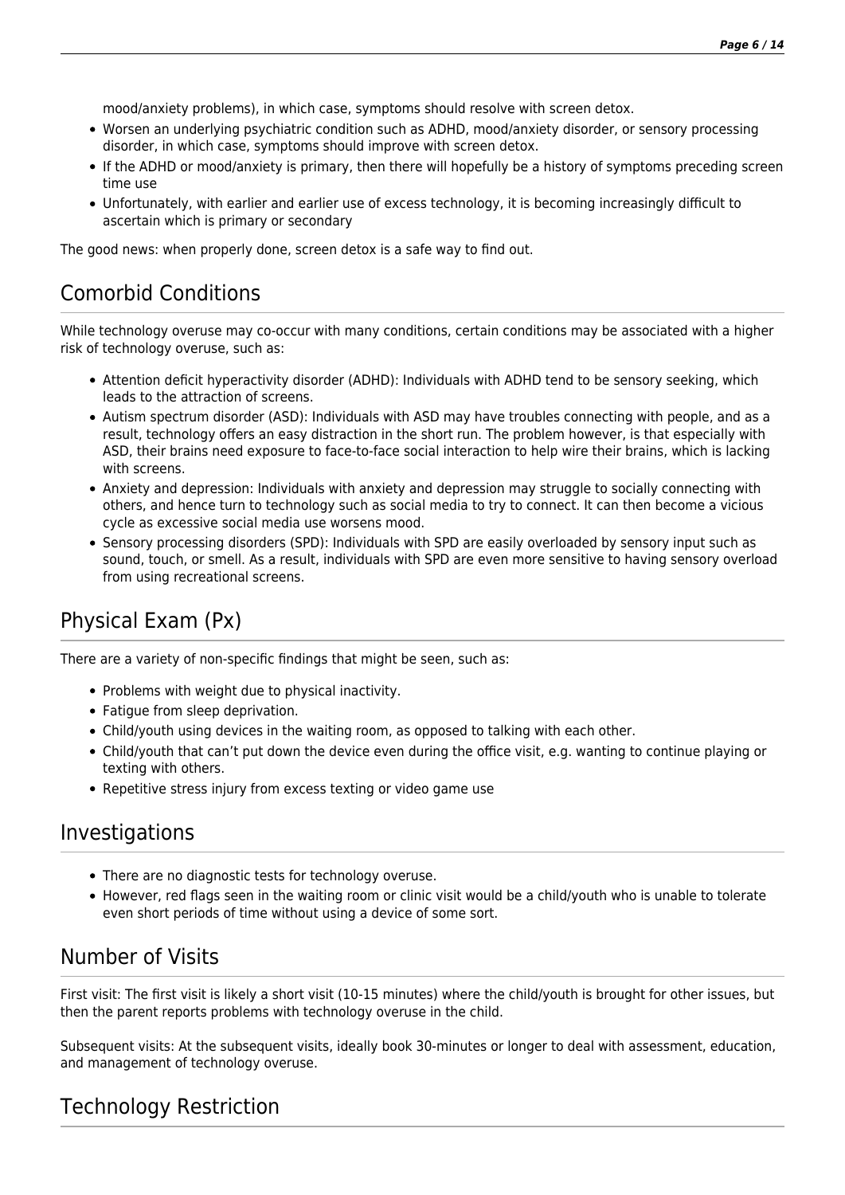mood/anxiety problems), in which case, symptoms should resolve with screen detox.

- Worsen an underlying psychiatric condition such as ADHD, mood/anxiety disorder, or sensory processing disorder, in which case, symptoms should improve with screen detox.
- If the ADHD or mood/anxiety is primary, then there will hopefully be a history of symptoms preceding screen time use
- Unfortunately, with earlier and earlier use of excess technology, it is becoming increasingly difficult to ascertain which is primary or secondary

The good news: when properly done, screen detox is a safe way to find out.

## Comorbid Conditions

While technology overuse may co-occur with many conditions, certain conditions may be associated with a higher risk of technology overuse, such as:

- Attention deficit hyperactivity disorder (ADHD): Individuals with ADHD tend to be sensory seeking, which leads to the attraction of screens.
- Autism spectrum disorder (ASD): Individuals with ASD may have troubles connecting with people, and as a result, technology offers an easy distraction in the short run. The problem however, is that especially with ASD, their brains need exposure to face-to-face social interaction to help wire their brains, which is lacking with screens.
- Anxiety and depression: Individuals with anxiety and depression may struggle to socially connecting with others, and hence turn to technology such as social media to try to connect. It can then become a vicious cycle as excessive social media use worsens mood.
- Sensory processing disorders (SPD): Individuals with SPD are easily overloaded by sensory input such as sound, touch, or smell. As a result, individuals with SPD are even more sensitive to having sensory overload from using recreational screens.

## Physical Exam (Px)

There are a variety of non-specific findings that might be seen, such as:

- Problems with weight due to physical inactivity.
- Fatigue from sleep deprivation.
- Child/youth using devices in the waiting room, as opposed to talking with each other.
- Child/youth that can't put down the device even during the office visit, e.g. wanting to continue playing or texting with others.
- Repetitive stress injury from excess texting or video game use

## Investigations

- There are no diagnostic tests for technology overuse.
- However, red flags seen in the waiting room or clinic visit would be a child/youth who is unable to tolerate even short periods of time without using a device of some sort.

## Number of Visits

First visit: The first visit is likely a short visit (10-15 minutes) where the child/youth is brought for other issues, but then the parent reports problems with technology overuse in the child.

Subsequent visits: At the subsequent visits, ideally book 30-minutes or longer to deal with assessment, education, and management of technology overuse.

## Technology Restriction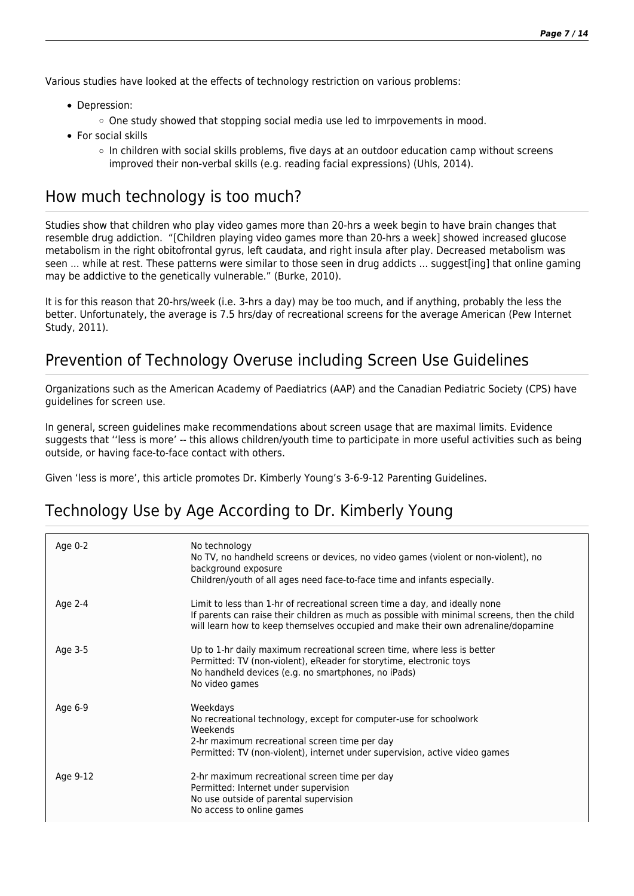Various studies have looked at the effects of technology restriction on various problems:

- Depression:
  - One study showed that stopping social media use led to imrpovements in mood.
- For social skills
  - In children with social skills problems, five days at an outdoor education camp without screens improved their non-verbal skills (e.g. reading facial expressions) (Uhls, 2014).

## How much technology is too much?

Studies show that children who play video games more than 20-hrs a week begin to have brain changes that resemble drug addiction. "[Children playing video games more than 20-hrs a week] showed increased glucose metabolism in the right obitofrontal gyrus, left caudata, and right insula after play. Decreased metabolism was seen ... while at rest. These patterns were similar to those seen in drug addicts ... suggest[ing] that online gaming may be addictive to the genetically vulnerable." (Burke, 2010).

It is for this reason that 20-hrs/week (i.e. 3-hrs a day) may be too much, and if anything, probably the less the better. Unfortunately, the average is 7.5 hrs/day of recreational screens for the average American (Pew Internet Study, 2011).

## Prevention of Technology Overuse including Screen Use Guidelines

Organizations such as the American Academy of Paediatrics (AAP) and the Canadian Pediatric Society (CPS) have guidelines for screen use.

In general, screen guidelines make recommendations about screen usage that are maximal limits. Evidence suggests that ''less is more' -- this allows children/youth time to participate in more useful activities such as being outside, or having face-to-face contact with others.

Given 'less is more', this article promotes Dr. Kimberly Young's 3-6-9-12 Parenting Guidelines.

## Technology Use by Age According to Dr. Kimberly Young

| Age | Guidelines |
|---|---|
| Age 0-2 | No technology<br>No TV, no handheld screens or devices, no video games (violent or non-violent), no background exposure<br>Children/youth of all ages need face-to-face time and infants especially. |
| Age 2-4 | Limit to less than 1-hr of recreational screen time a day, and ideally none<br>If parents can raise their children as much as possible with minimal screens, then the child will learn how to keep themselves occupied and make their own adrenaline/dopamine |
| Age 3-5 | Up to 1-hr daily maximum recreational screen time, where less is better<br>Permitted: TV (non-violent), eReader for storytime, electronic toys<br>No handheld devices (e.g. no smartphones, no iPads)<br>No video games |
| Age 6-9 | Weekdays<br>No recreational technology, except for computer-use for schoolwork<br>Weekends<br>2-hr maximum recreational screen time per day<br>Permitted: TV (non-violent), internet under supervision, active video games |
| Age 9-12 | 2-hr maximum recreational screen time per day<br>Permitted: Internet under supervision<br>No use outside of parental supervision<br>No access to online games |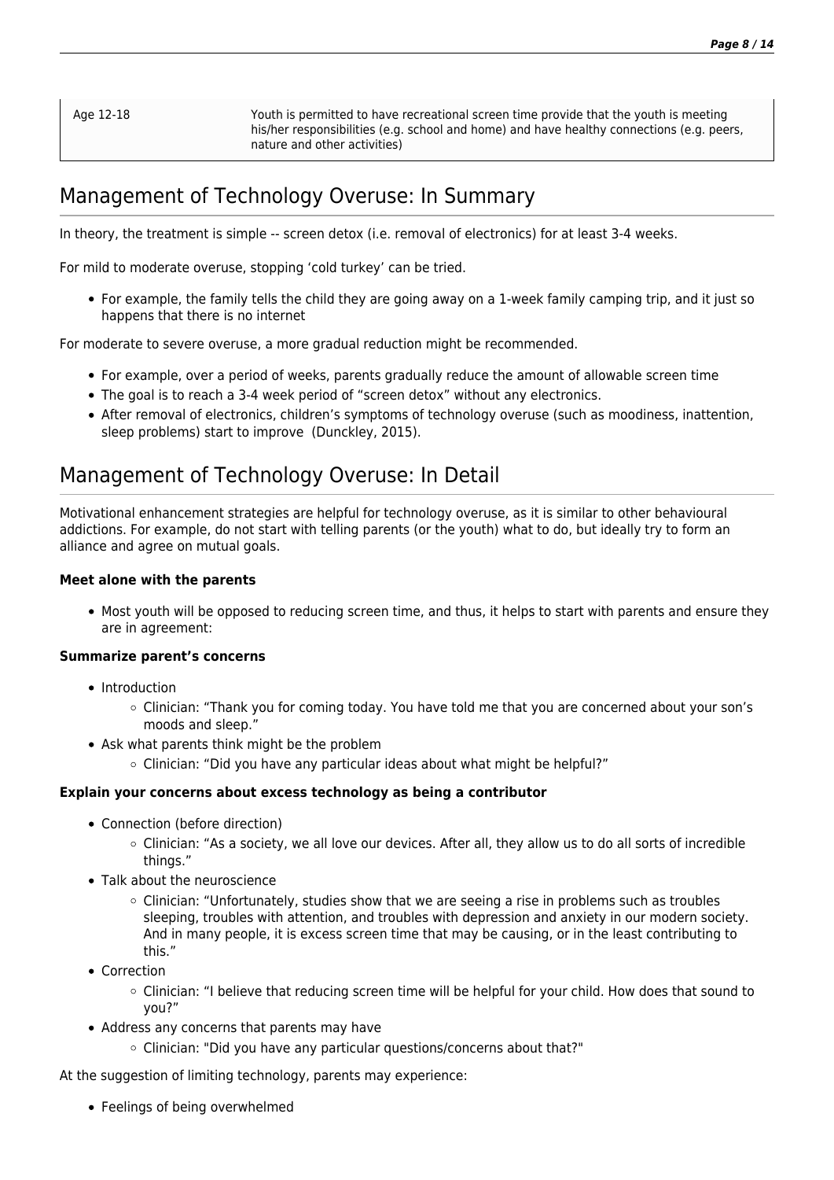| Age 12-18 | Youth is permitted to have recreational screen time provide that the youth is meeting his/her responsibilities (e.g. school and home) and have healthy connections (e.g. peers, nature and other activities) |
|---|---|

## Management of Technology Overuse: In Summary

In theory, the treatment is simple -- screen detox (i.e. removal of electronics) for at least 3-4 weeks.

For mild to moderate overuse, stopping 'cold turkey' can be tried.

- For example, the family tells the child they are going away on a 1-week family camping trip, and it just so happens that there is no internet

For moderate to severe overuse, a more gradual reduction might be recommended.

- For example, over a period of weeks, parents gradually reduce the amount of allowable screen time
- The goal is to reach a 3-4 week period of "screen detox" without any electronics.
- After removal of electronics, children's symptoms of technology overuse (such as moodiness, inattention, sleep problems) start to improve (Dunckley, 2015).

## Management of Technology Overuse: In Detail

Motivational enhancement strategies are helpful for technology overuse, as it is similar to other behavioural addictions. For example, do not start with telling parents (or the youth) what to do, but ideally try to form an alliance and agree on mutual goals.

**Meet alone with the parents**

- Most youth will be opposed to reducing screen time, and thus, it helps to start with parents and ensure they are in agreement:

**Summarize parent's concerns**

- Introduction
  - Clinician: "Thank you for coming today. You have told me that you are concerned about your son's moods and sleep."
- Ask what parents think might be the problem
  - Clinician: "Did you have any particular ideas about what might be helpful?"

**Explain your concerns about excess technology as being a contributor**

- Connection (before direction)
  - Clinician: "As a society, we all love our devices. After all, they allow us to do all sorts of incredible things."
- Talk about the neuroscience
  - Clinician: "Unfortunately, studies show that we are seeing a rise in problems such as troubles sleeping, troubles with attention, and troubles with depression and anxiety in our modern society. And in many people, it is excess screen time that may be causing, or in the least contributing to this."
- Correction
  - Clinician: "I believe that reducing screen time will be helpful for your child. How does that sound to you?"
- Address any concerns that parents may have
  - Clinician: "Did you have any particular questions/concerns about that?"

At the suggestion of limiting technology, parents may experience:

- Feelings of being overwhelmed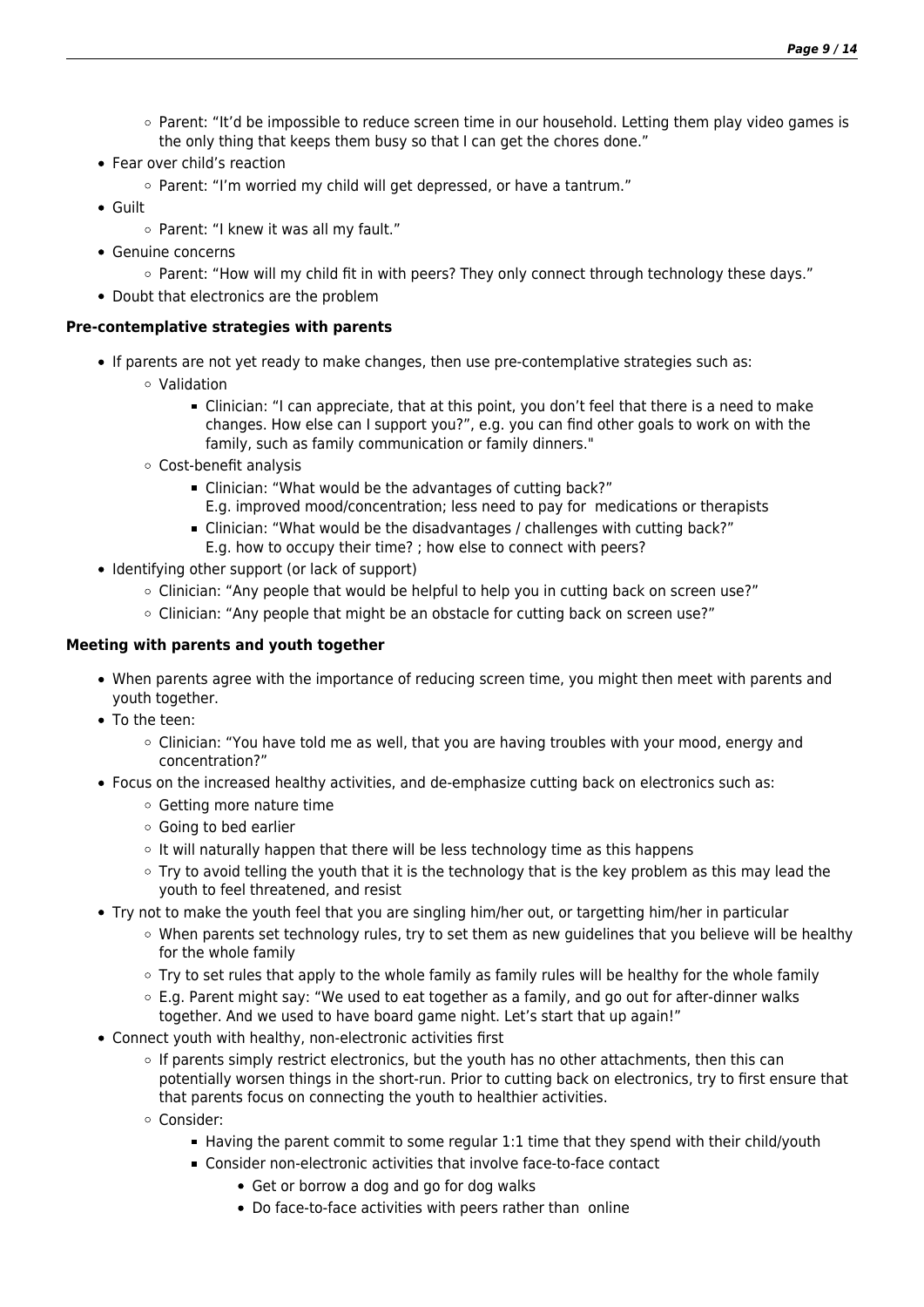- Parent: "It'd be impossible to reduce screen time in our household. Letting them play video games is the only thing that keeps them busy so that I can get the chores done."
- Fear over child's reaction
    - Parent: "I'm worried my child will get depressed, or have a tantrum."
- Guilt
    - Parent: "I knew it was all my fault."
- Genuine concerns
    - Parent: "How will my child fit in with peers? They only connect through technology these days."
- Doubt that electronics are the problem

**Pre-contemplative strategies with parents**

- If parents are not yet ready to make changes, then use pre-contemplative strategies such as:
    - Validation
        - Clinician: "I can appreciate, that at this point, you don't feel that there is a need to make changes. How else can I support you?", e.g. you can find other goals to work on with the family, such as family communication or family dinners."
    - Cost-benefit analysis
        - Clinician: "What would be the advantages of cutting back?"
          E.g. improved mood/concentration; less need to pay for medications or therapists
        - Clinician: "What would be the disadvantages / challenges with cutting back?"
          E.g. how to occupy their time? ; how else to connect with peers?
- Identifying other support (or lack of support)
    - Clinician: "Any people that would be helpful to help you in cutting back on screen use?"
    - Clinician: "Any people that might be an obstacle for cutting back on screen use?"

**Meeting with parents and youth together**

- When parents agree with the importance of reducing screen time, you might then meet with parents and youth together.
- To the teen:
    - Clinician: "You have told me as well, that you are having troubles with your mood, energy and concentration?"
- Focus on the increased healthy activities, and de-emphasize cutting back on electronics such as:
    - Getting more nature time
    - Going to bed earlier
    - It will naturally happen that there will be less technology time as this happens
    - Try to avoid telling the youth that it is the technology that is the key problem as this may lead the youth to feel threatened, and resist
- Try not to make the youth feel that you are singling him/her out, or targetting him/her in particular
    - When parents set technology rules, try to set them as new guidelines that you believe will be healthy for the whole family
    - Try to set rules that apply to the whole family as family rules will be healthy for the whole family
    - E.g. Parent might say: "We used to eat together as a family, and go out for after-dinner walks together. And we used to have board game night. Let's start that up again!"
- Connect youth with healthy, non-electronic activities first
    - If parents simply restrict electronics, but the youth has no other attachments, then this can potentially worsen things in the short-run. Prior to cutting back on electronics, try to first ensure that that parents focus on connecting the youth to healthier activities.
    - Consider:
        - Having the parent commit to some regular 1:1 time that they spend with their child/youth
        - Consider non-electronic activities that involve face-to-face contact
            - Get or borrow a dog and go for dog walks
            - Do face-to-face activities with peers rather than online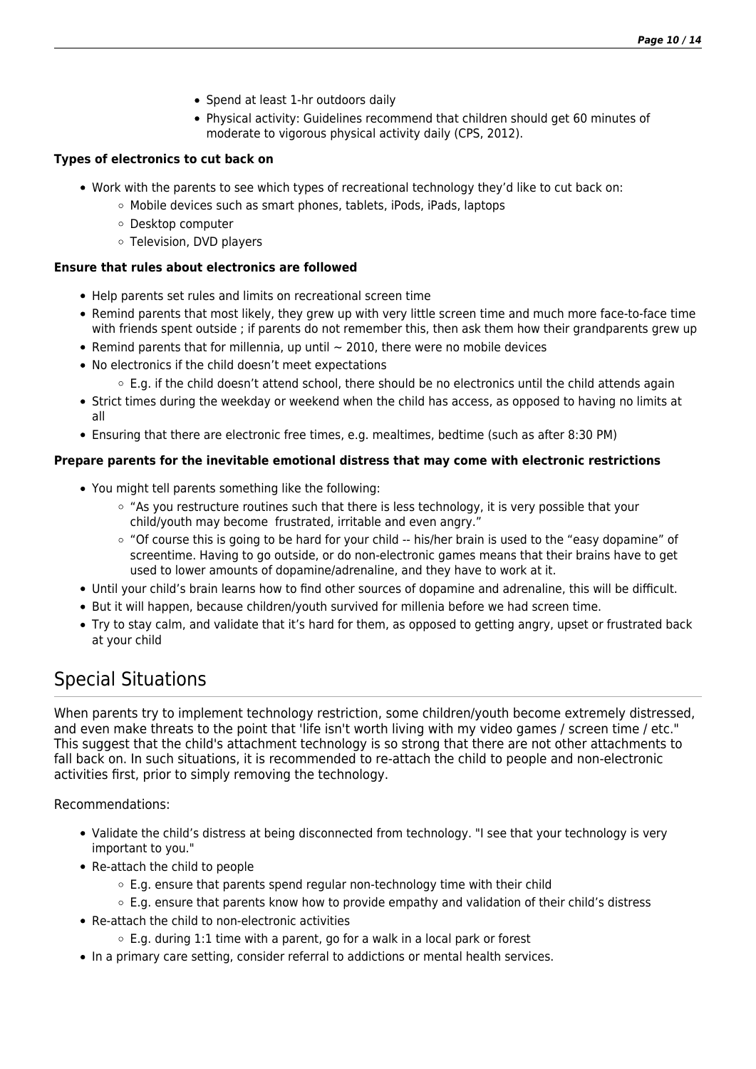- Spend at least 1-hr outdoors daily
    - Physical activity: Guidelines recommend that children should get 60 minutes of moderate to vigorous physical activity daily (CPS, 2012).

**Types of electronics to cut back on**

- Work with the parents to see which types of recreational technology they'd like to cut back on:
    - Mobile devices such as smart phones, tablets, iPods, iPads, laptops
    - Desktop computer
    - Television, DVD players

**Ensure that rules about electronics are followed**

- Help parents set rules and limits on recreational screen time
- Remind parents that most likely, they grew up with very little screen time and much more face-to-face time with friends spent outside ; if parents do not remember this, then ask them how their grandparents grew up
- Remind parents that for millennia, up until ~ 2010, there were no mobile devices
- No electronics if the child doesn't meet expectations
    - E.g. if the child doesn't attend school, there should be no electronics until the child attends again
- Strict times during the weekday or weekend when the child has access, as opposed to having no limits at all
- Ensuring that there are electronic free times, e.g. mealtimes, bedtime (such as after 8:30 PM)

**Prepare parents for the inevitable emotional distress that may come with electronic restrictions**

- You might tell parents something like the following:
    - "As you restructure routines such that there is less technology, it is very possible that your child/youth may become frustrated, irritable and even angry."
    - "Of course this is going to be hard for your child -- his/her brain is used to the "easy dopamine" of screentime. Having to go outside, or do non-electronic games means that their brains have to get used to lower amounts of dopamine/adrenaline, and they have to work at it.
- Until your child's brain learns how to find other sources of dopamine and adrenaline, this will be difficult.
- But it will happen, because children/youth survived for millenia before we had screen time.
- Try to stay calm, and validate that it's hard for them, as opposed to getting angry, upset or frustrated back at your child

## Special Situations

When parents try to implement technology restriction, some children/youth become extremely distressed, and even make threats to the point that 'life isn't worth living with my video games / screen time / etc." This suggest that the child's attachment technology is so strong that there are not other attachments to fall back on. In such situations, it is recommended to re-attach the child to people and non-electronic activities first, prior to simply removing the technology.

Recommendations:

- Validate the child's distress at being disconnected from technology. "I see that your technology is very important to you."
- Re-attach the child to people
    - E.g. ensure that parents spend regular non-technology time with their child
    - E.g. ensure that parents know how to provide empathy and validation of their child's distress
- Re-attach the child to non-electronic activities
    - E.g. during 1:1 time with a parent, go for a walk in a local park or forest
- In a primary care setting, consider referral to addictions or mental health services.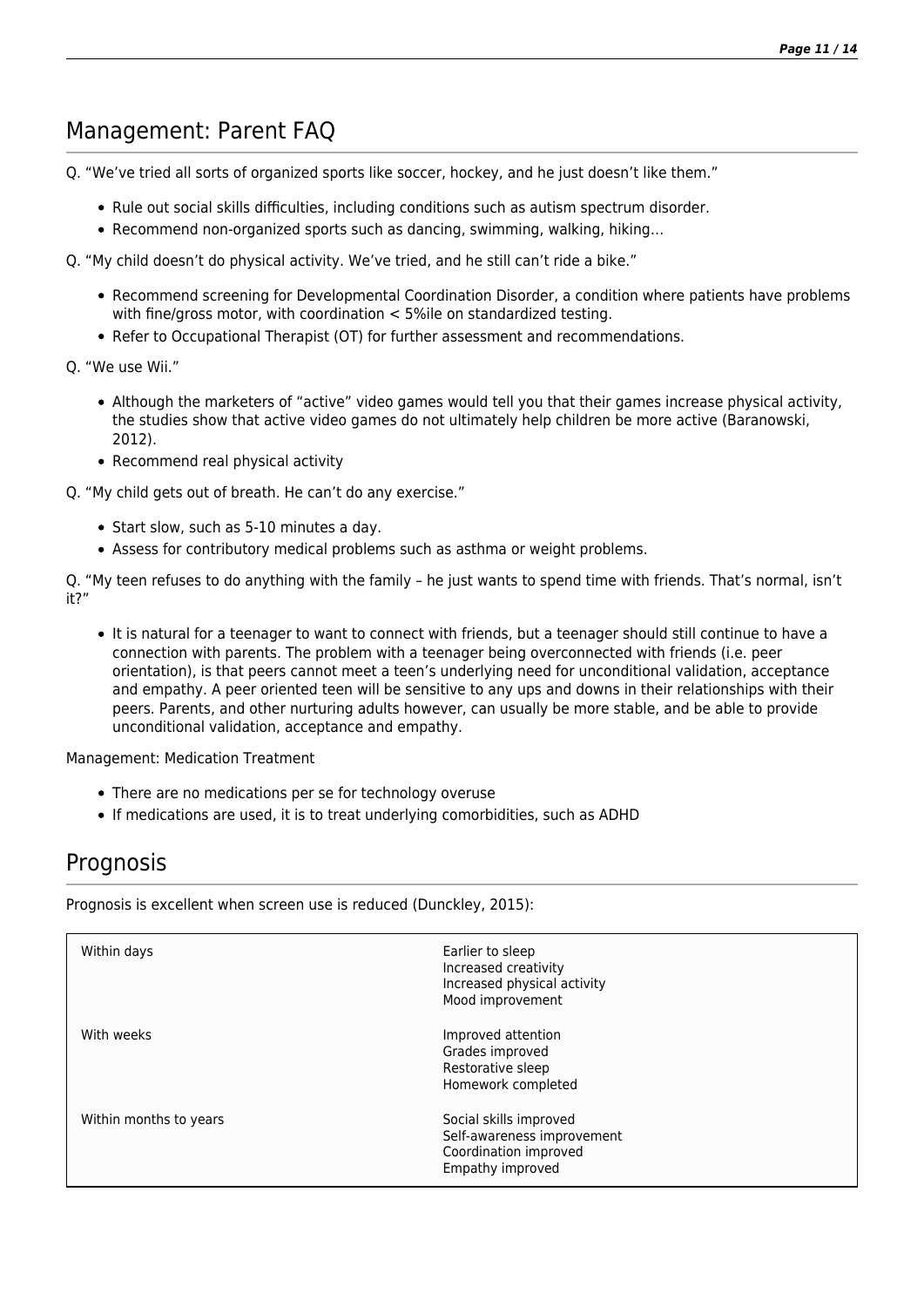## Management: Parent FAQ

Q. "We've tried all sorts of organized sports like soccer, hockey, and he just doesn't like them."

- Rule out social skills difficulties, including conditions such as autism spectrum disorder.
- Recommend non-organized sports such as dancing, swimming, walking, hiking…

Q. "My child doesn't do physical activity. We've tried, and he still can't ride a bike."

- Recommend screening for Developmental Coordination Disorder, a condition where patients have problems with fine/gross motor, with coordination < 5%ile on standardized testing.
- Refer to Occupational Therapist (OT) for further assessment and recommendations.

Q. "We use Wii."

- Although the marketers of "active" video games would tell you that their games increase physical activity, the studies show that active video games do not ultimately help children be more active (Baranowski, 2012).
- Recommend real physical activity

Q. "My child gets out of breath. He can't do any exercise."

- Start slow, such as 5-10 minutes a day.
- Assess for contributory medical problems such as asthma or weight problems.

Q. "My teen refuses to do anything with the family – he just wants to spend time with friends. That's normal, isn't it?"

- It is natural for a teenager to want to connect with friends, but a teenager should still continue to have a connection with parents. The problem with a teenager being overconnected with friends (i.e. peer orientation), is that peers cannot meet a teen's underlying need for unconditional validation, acceptance and empathy. A peer oriented teen will be sensitive to any ups and downs in their relationships with their peers. Parents, and other nurturing adults however, can usually be more stable, and be able to provide unconditional validation, acceptance and empathy.

Management: Medication Treatment

- There are no medications per se for technology overuse
- If medications are used, it is to treat underlying comorbidities, such as ADHD

## Prognosis

Prognosis is excellent when screen use is reduced (Dunckley, 2015):

| | |
|---|---|
| Within days | Earlier to sleep<br>Increased creativity<br>Increased physical activity<br>Mood improvement |
| With weeks | Improved attention<br>Grades improved<br>Restorative sleep<br>Homework completed |
| Within months to years | Social skills improved<br>Self-awareness improvement<br>Coordination improved<br>Empathy improved |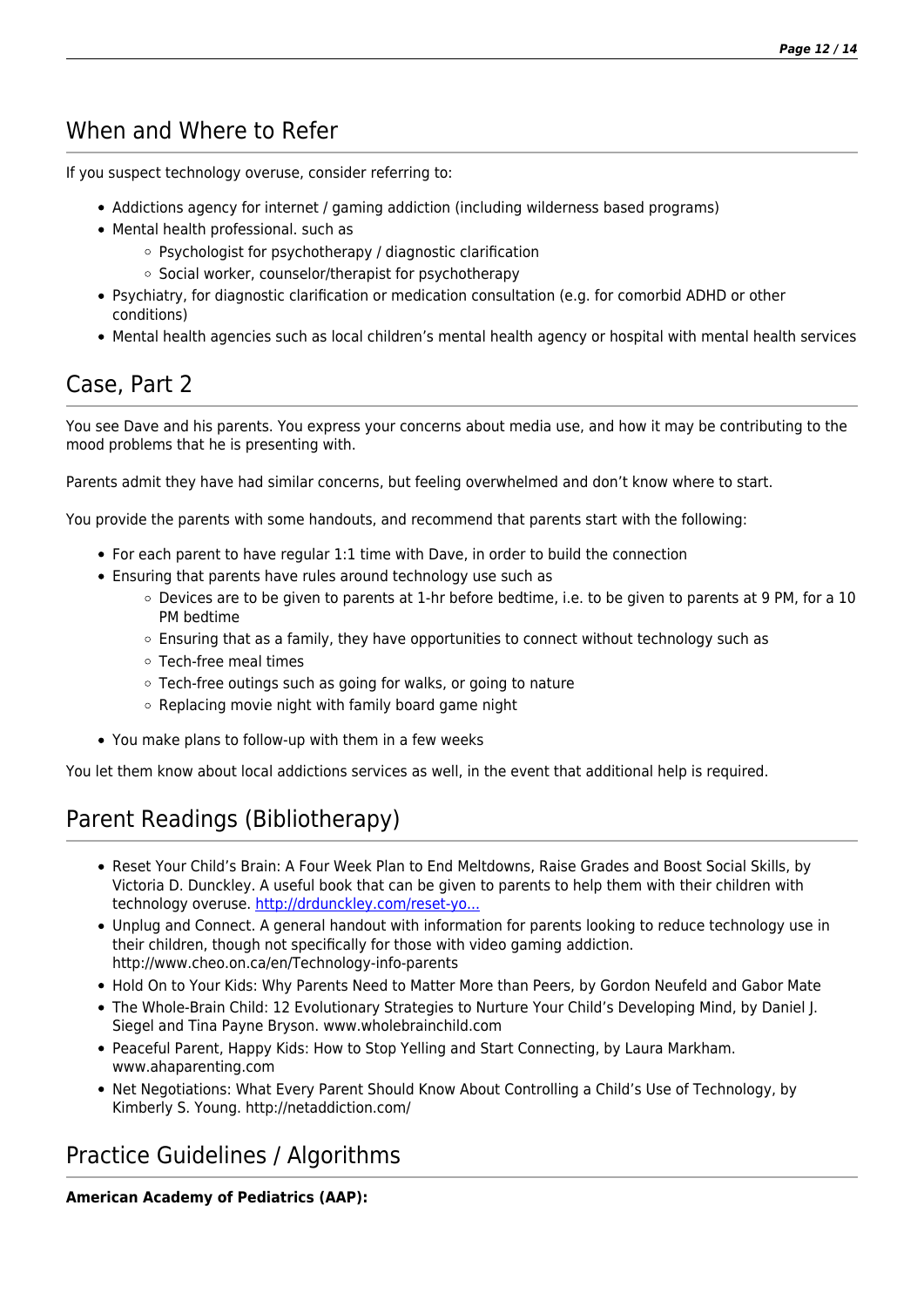## When and Where to Refer

If you suspect technology overuse, consider referring to:

- Addictions agency for internet / gaming addiction (including wilderness based programs)
- Mental health professional. such as
  - Psychologist for psychotherapy / diagnostic clarification
  - Social worker, counselor/therapist for psychotherapy
- Psychiatry, for diagnostic clarification or medication consultation (e.g. for comorbid ADHD or other conditions)
- Mental health agencies such as local children's mental health agency or hospital with mental health services

## Case, Part 2

You see Dave and his parents. You express your concerns about media use, and how it may be contributing to the mood problems that he is presenting with.

Parents admit they have had similar concerns, but feeling overwhelmed and don't know where to start.

You provide the parents with some handouts, and recommend that parents start with the following:

- For each parent to have regular 1:1 time with Dave, in order to build the connection
- Ensuring that parents have rules around technology use such as
  - Devices are to be given to parents at 1-hr before bedtime, i.e. to be given to parents at 9 PM, for a 10 PM bedtime
  - Ensuring that as a family, they have opportunities to connect without technology such as
  - Tech-free meal times
  - Tech-free outings such as going for walks, or going to nature
  - Replacing movie night with family board game night
- You make plans to follow-up with them in a few weeks

You let them know about local addictions services as well, in the event that additional help is required.

## Parent Readings (Bibliotherapy)

- Reset Your Child's Brain: A Four Week Plan to End Meltdowns, Raise Grades and Boost Social Skills, by Victoria D. Dunckley. A useful book that can be given to parents to help them with their children with technology overuse. http://drdunckley.com/reset-yo...
- Unplug and Connect. A general handout with information for parents looking to reduce technology use in their children, though not specifically for those with video gaming addiction. http://www.cheo.on.ca/en/Technology-info-parents
- Hold On to Your Kids: Why Parents Need to Matter More than Peers, by Gordon Neufeld and Gabor Mate
- The Whole-Brain Child: 12 Evolutionary Strategies to Nurture Your Child's Developing Mind, by Daniel J. Siegel and Tina Payne Bryson. www.wholebrainchild.com
- Peaceful Parent, Happy Kids: How to Stop Yelling and Start Connecting, by Laura Markham. www.ahaparenting.com
- Net Negotiations: What Every Parent Should Know About Controlling a Child's Use of Technology, by Kimberly S. Young. http://netaddiction.com/

## Practice Guidelines / Algorithms

**American Academy of Pediatrics (AAP):**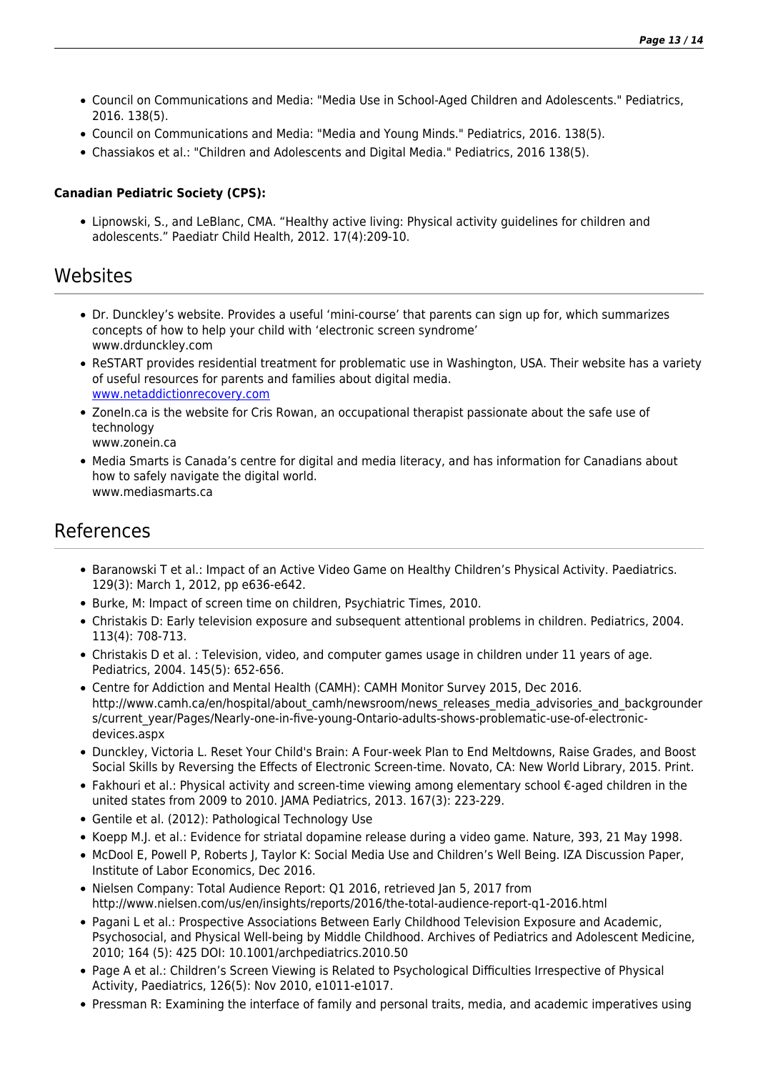- Council on Communications and Media: "Media Use in School-Aged Children and Adolescents." Pediatrics, 2016. 138(5).
- Council on Communications and Media: "Media and Young Minds." Pediatrics, 2016. 138(5).
- Chassiakos et al.: "Children and Adolescents and Digital Media." Pediatrics, 2016 138(5).

**Canadian Pediatric Society (CPS):**

- Lipnowski, S., and LeBlanc, CMA. "Healthy active living: Physical activity guidelines for children and adolescents." Paediatr Child Health, 2012. 17(4):209-10.

## Websites

- Dr. Dunckley's website. Provides a useful 'mini-course' that parents can sign up for, which summarizes concepts of how to help your child with 'electronic screen syndrome'
  www.drdunckley.com
- ReSTART provides residential treatment for problematic use in Washington, USA. Their website has a variety of useful resources for parents and families about digital media.
  [www.netaddictionrecovery.com](www.netaddictionrecovery.com)
- ZoneIn.ca is the website for Cris Rowan, an occupational therapist passionate about the safe use of technology
  www.zonein.ca
- Media Smarts is Canada's centre for digital and media literacy, and has information for Canadians about how to safely navigate the digital world.
  www.mediasmarts.ca

## References

- Baranowski T et al.: Impact of an Active Video Game on Healthy Children's Physical Activity. Paediatrics. 129(3): March 1, 2012, pp e636-e642.
- Burke, M: Impact of screen time on children, Psychiatric Times, 2010.
- Christakis D: Early television exposure and subsequent attentional problems in children. Pediatrics, 2004. 113(4): 708-713.
- Christakis D et al. : Television, video, and computer games usage in children under 11 years of age. Pediatrics, 2004. 145(5): 652-656.
- Centre for Addiction and Mental Health (CAMH): CAMH Monitor Survey 2015, Dec 2016. http://www.camh.ca/en/hospital/about_camh/newsroom/news_releases_media_advisories_and_backgrounders/current_year/Pages/Nearly-one-in-five-young-Ontario-adults-shows-problematic-use-of-electronic-devices.aspx
- Dunckley, Victoria L. Reset Your Child's Brain: A Four-week Plan to End Meltdowns, Raise Grades, and Boost Social Skills by Reversing the Effects of Electronic Screen-time. Novato, CA: New World Library, 2015. Print.
- Fakhouri et al.: Physical activity and screen-time viewing among elementary school €-aged children in the united states from 2009 to 2010. JAMA Pediatrics, 2013. 167(3): 223-229.
- Gentile et al. (2012): Pathological Technology Use
- Koepp M.J. et al.: Evidence for striatal dopamine release during a video game. Nature, 393, 21 May 1998.
- McDool E, Powell P, Roberts J, Taylor K: Social Media Use and Children's Well Being. IZA Discussion Paper, Institute of Labor Economics, Dec 2016.
- Nielsen Company: Total Audience Report: Q1 2016, retrieved Jan 5, 2017 from http://www.nielsen.com/us/en/insights/reports/2016/the-total-audience-report-q1-2016.html
- Pagani L et al.: Prospective Associations Between Early Childhood Television Exposure and Academic, Psychosocial, and Physical Well-being by Middle Childhood. Archives of Pediatrics and Adolescent Medicine, 2010; 164 (5): 425 DOI: 10.1001/archpediatrics.2010.50
- Page A et al.: Children's Screen Viewing is Related to Psychological Difficulties Irrespective of Physical Activity, Paediatrics, 126(5): Nov 2010, e1011-e1017.
- Pressman R: Examining the interface of family and personal traits, media, and academic imperatives using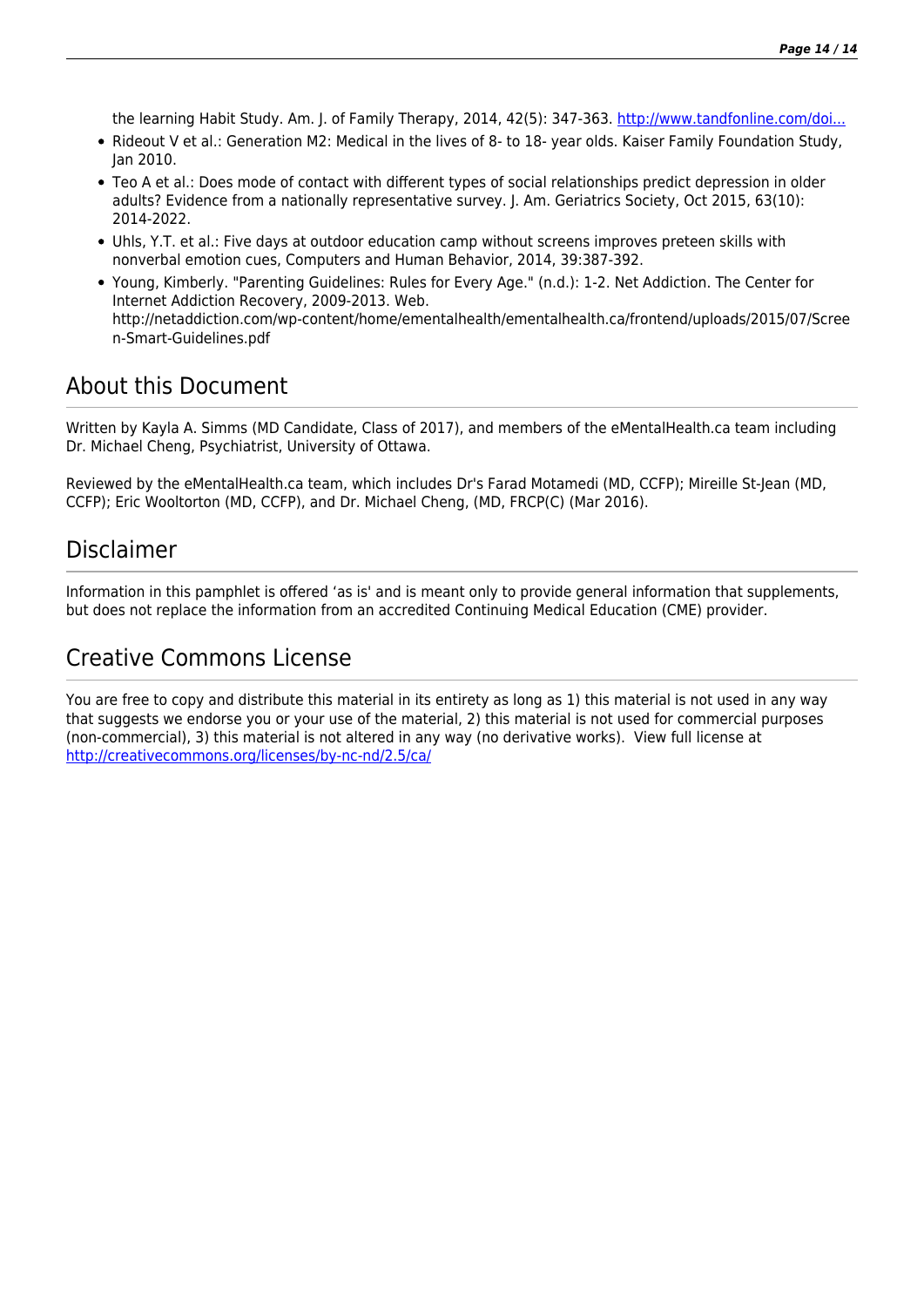the learning Habit Study. Am. J. of Family Therapy, 2014, 42(5): 347-363. [http://www.tandfonline.com/doi...](http://www.tandfonline.com/doi...)

- Rideout V et al.: Generation M2: Medical in the lives of 8- to 18- year olds. Kaiser Family Foundation Study, Jan 2010.
- Teo A et al.: Does mode of contact with different types of social relationships predict depression in older adults? Evidence from a nationally representative survey. J. Am. Geriatrics Society, Oct 2015, 63(10): 2014-2022.
- Uhls, Y.T. et al.: Five days at outdoor education camp without screens improves preteen skills with nonverbal emotion cues, Computers and Human Behavior, 2014, 39:387-392.
- Young, Kimberly. "Parenting Guidelines: Rules for Every Age." (n.d.): 1-2. Net Addiction. The Center for Internet Addiction Recovery, 2009-2013. Web. http://netaddiction.com/wp-content/home/ementalhealth/ementalhealth.ca/frontend/uploads/2015/07/Screen-Smart-Guidelines.pdf

## About this Document

Written by Kayla A. Simms (MD Candidate, Class of 2017), and members of the eMentalHealth.ca team including Dr. Michael Cheng, Psychiatrist, University of Ottawa.

Reviewed by the eMentalHealth.ca team, which includes Dr's Farad Motamedi (MD, CCFP); Mireille St-Jean (MD, CCFP); Eric Wooltorton (MD, CCFP), and Dr. Michael Cheng, (MD, FRCP(C) (Mar 2016).

## Disclaimer

Information in this pamphlet is offered 'as is' and is meant only to provide general information that supplements, but does not replace the information from an accredited Continuing Medical Education (CME) provider.

## Creative Commons License

You are free to copy and distribute this material in its entirety as long as 1) this material is not used in any way that suggests we endorse you or your use of the material, 2) this material is not used for commercial purposes (non-commercial), 3) this material is not altered in any way (no derivative works). View full license at [http://creativecommons.org/licenses/by-nc-nd/2.5/ca/](http://creativecommons.org/licenses/by-nc-nd/2.5/ca/)